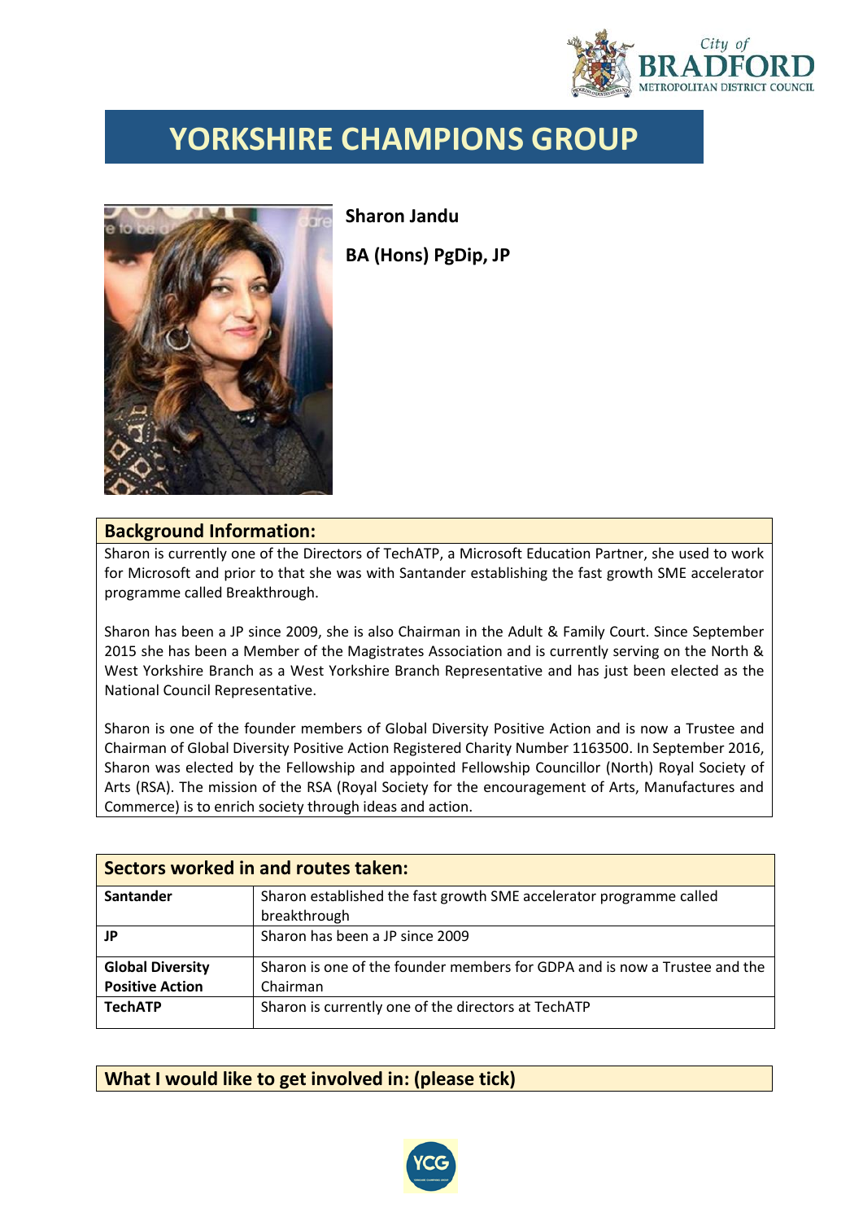# YORKSHIRE CHAMPIONS GROUP

**Sharon Jandu**

**BA (Hons) PgDip, JP**

## Background Information:

Sharon is currently one of the Directors of TechATP, a Microsoft Education Partner, she used to work for Microsoft and prior to that she was with Santander establishing the fast growth SME accelerator programme called Breakthrough.

Sharon has been a JP since 2009, she is also Chairman in the Adult & Family Court. Since September 2015 she has been a Member of the Magistrates Association and is currently serving on the North & West Yorkshire Branch as a West Yorkshire Branch Representative and has just been elected as the National Council Representative.

Sharon is one of the founder members of Global Diversity Positive Action and is now a Trustee and Chairman of Global Diversity Positive Action Registered Charity Number 1163500. In September 2016, Sharon was elected by the Fellowship and appointed Fellowship Councillor (North) Royal Society of Arts (RSA). The mission of the RSA (Royal Society for the encouragement of Arts, Manufactures and Commerce) is to enrich society through ideas and action.

## Sectors worked in and routes taken:

| | |
|---|---|
| **Santander** | Sharon established the fast growth SME accelerator programme called breakthrough |
| **JP** | Sharon has been a JP since 2009 |
| **Global Diversity Positive Action** | Sharon is one of the founder members for GDPA and is now a Trustee and the Chairman |
| **TechATP** | Sharon is currently one of the directors at TechATP |

## What I would like to get involved in: (please tick)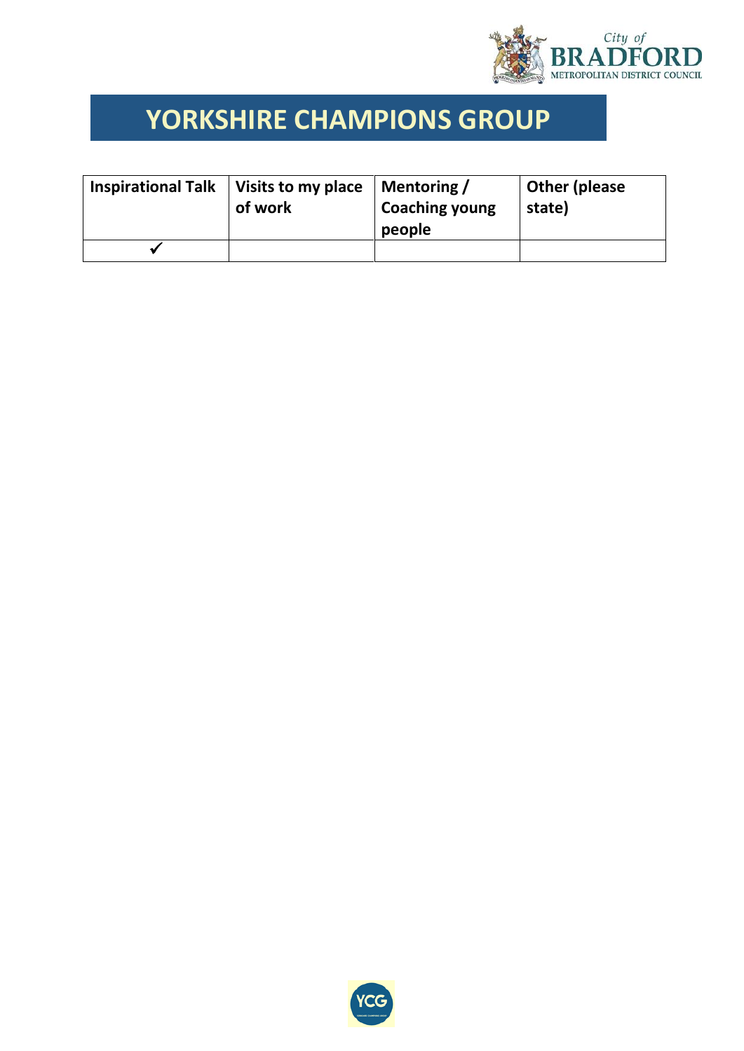# YORKSHIRE CHAMPIONS GROUP

| Inspirational Talk | Visits to my place of work | Mentoring / Coaching young people | Other (please state) |
|---|---|---|---|
| ✓ | | | |